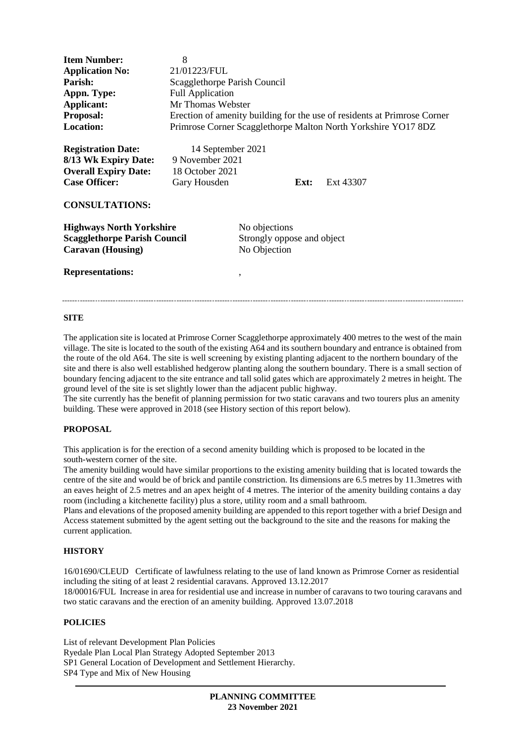| | | | |
|---|---|---|---|
| **Item Number:** | 8 | | |
| **Application No:** | 21/01223/FUL | | |
| **Parish:** | Scagglethorpe Parish Council | | |
| **Appn. Type:** | Full Application | | |
| **Applicant:** | Mr Thomas Webster | | |
| **Proposal:** | Erection of amenity building for the use of residents at Primrose Corner | | |
| **Location:** | Primrose Corner Scagglethorpe Malton North Yorkshire YO17 8DZ | | |

| | | | |
|---|---|---|---|
| **Registration Date:** | 14 September 2021 | | |
| **8/13 Wk Expiry Date:** | 9 November 2021 | | |
| **Overall Expiry Date:** | 18 October 2021 | | |
| **Case Officer:** | Gary Housden | **Ext:** | Ext 43307 |

**CONSULTATIONS:**

| | |
|---|---|
| **Highways North Yorkshire** | No objections |
| **Scagglethorpe Parish Council** | Strongly oppose and object |
| **Caravan (Housing)** | No Objection |

**Representations:** ,

---

## SITE

The application site is located at Primrose Corner Scagglethorpe approximately 400 metres to the west of the main village. The site is located to the south of the existing A64 and its southern boundary and entrance is obtained from the route of the old A64. The site is well screening by existing planting adjacent to the northern boundary of the site and there is also well established hedgerow planting along the southern boundary. There is a small section of boundary fencing adjacent to the site entrance and tall solid gates which are approximately 2 metres in height. The ground level of the site is set slightly lower than the adjacent public highway.

The site currently has the benefit of planning permission for two static caravans and two tourers plus an amenity building. These were approved in 2018 (see History section of this report below).

## PROPOSAL

This application is for the erection of a second amenity building which is proposed to be located in the south-western corner of the site.

The amenity building would have similar proportions to the existing amenity building that is located towards the centre of the site and would be of brick and pantile constriction. Its dimensions are 6.5 metres by 11.3metres with an eaves height of 2.5 metres and an apex height of 4 metres. The interior of the amenity building contains a day room (including a kitchenette facility) plus a store, utility room and a small bathroom.

Plans and elevations of the proposed amenity building are appended to this report together with a brief Design and Access statement submitted by the agent setting out the background to the site and the reasons for making the current application.

## HISTORY

16/01690/CLEUD Certificate of lawfulness relating to the use of land known as Primrose Corner as residential including the siting of at least 2 residential caravans. Approved 13.12.2017

18/00016/FUL Increase in area for residential use and increase in number of caravans to two touring caravans and two static caravans and the erection of an amenity building. Approved 13.07.2018

## POLICIES

List of relevant Development Plan Policies

Ryedale Plan Local Plan Strategy Adopted September 2013

SP1 General Location of Development and Settlement Hierarchy.

SP4 Type and Mix of New Housing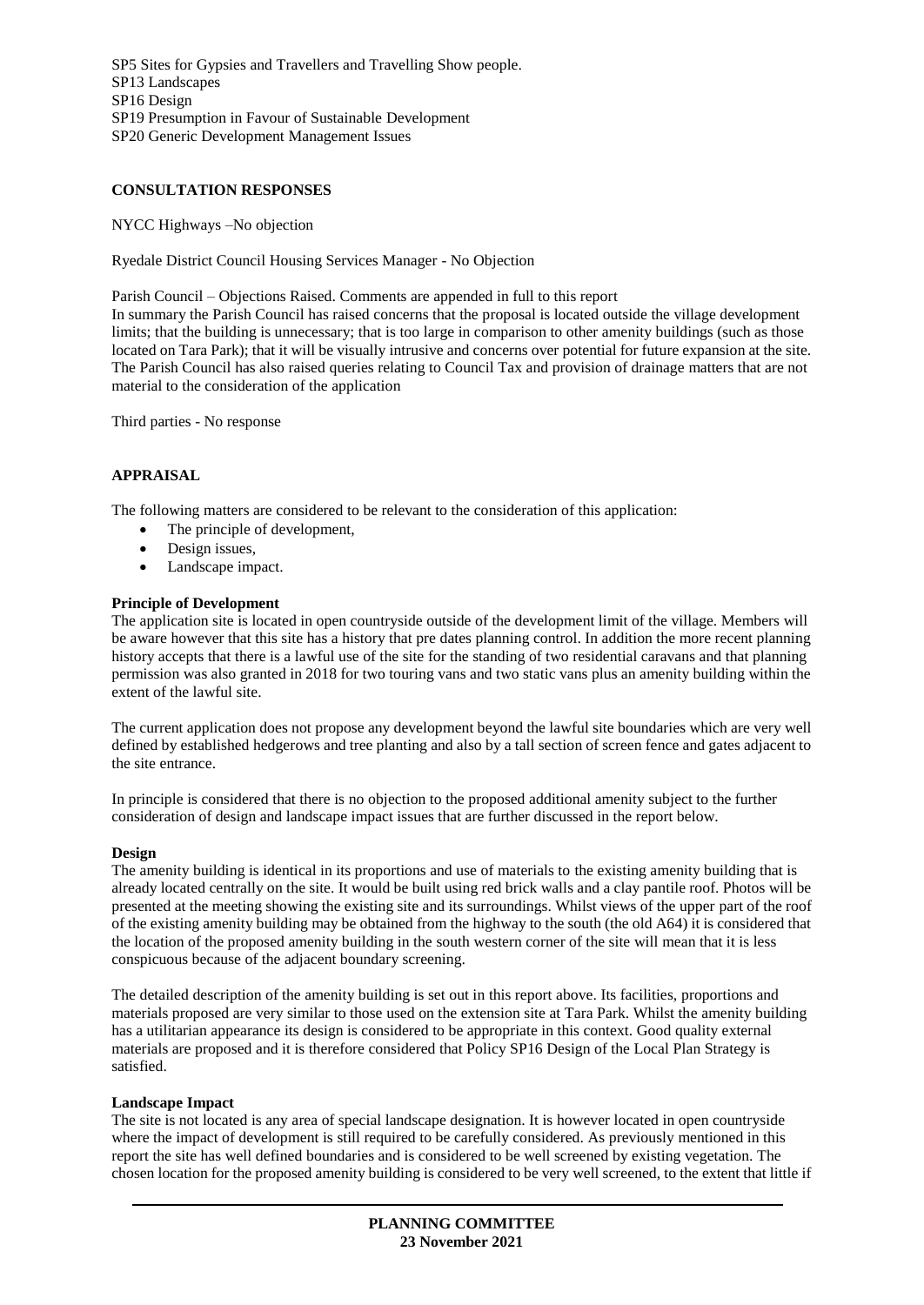SP5 Sites for Gypsies and Travellers and Travelling Show people.
SP13 Landscapes
SP16 Design
SP19 Presumption in Favour of Sustainable Development
SP20 Generic Development Management Issues

## CONSULTATION RESPONSES

NYCC Highways –No objection

Ryedale District Council Housing Services Manager - No Objection

Parish Council – Objections Raised. Comments are appended in full to this report
In summary the Parish Council has raised concerns that the proposal is located outside the village development limits; that the building is unnecessary; that is too large in comparison to other amenity buildings (such as those located on Tara Park); that it will be visually intrusive and concerns over potential for future expansion at the site. The Parish Council has also raised queries relating to Council Tax and provision of drainage matters that are not material to the consideration of the application

Third parties - No response

## APPRAISAL

The following matters are considered to be relevant to the consideration of this application:

- The principle of development,
- Design issues,
- Landscape impact.

**Principle of Development**

The application site is located in open countryside outside of the development limit of the village. Members will be aware however that this site has a history that pre dates planning control. In addition the more recent planning history accepts that there is a lawful use of the site for the standing of two residential caravans and that planning permission was also granted in 2018 for two touring vans and two static vans plus an amenity building within the extent of the lawful site.

The current application does not propose any development beyond the lawful site boundaries which are very well defined by established hedgerows and tree planting and also by a tall section of screen fence and gates adjacent to the site entrance.

In principle is considered that there is no objection to the proposed additional amenity subject to the further consideration of design and landscape impact issues that are further discussed in the report below.

**Design**

The amenity building is identical in its proportions and use of materials to the existing amenity building that is already located centrally on the site. It would be built using red brick walls and a clay pantile roof. Photos will be presented at the meeting showing the existing site and its surroundings. Whilst views of the upper part of the roof of the existing amenity building may be obtained from the highway to the south (the old A64) it is considered that the location of the proposed amenity building in the south western corner of the site will mean that it is less conspicuous because of the adjacent boundary screening.

The detailed description of the amenity building is set out in this report above. Its facilities, proportions and materials proposed are very similar to those used on the extension site at Tara Park. Whilst the amenity building has a utilitarian appearance its design is considered to be appropriate in this context. Good quality external materials are proposed and it is therefore considered that Policy SP16 Design of the Local Plan Strategy is satisfied.

**Landscape Impact**

The site is not located is any area of special landscape designation. It is however located in open countryside where the impact of development is still required to be carefully considered. As previously mentioned in this report the site has well defined boundaries and is considered to be well screened by existing vegetation. The chosen location for the proposed amenity building is considered to be very well screened, to the extent that little if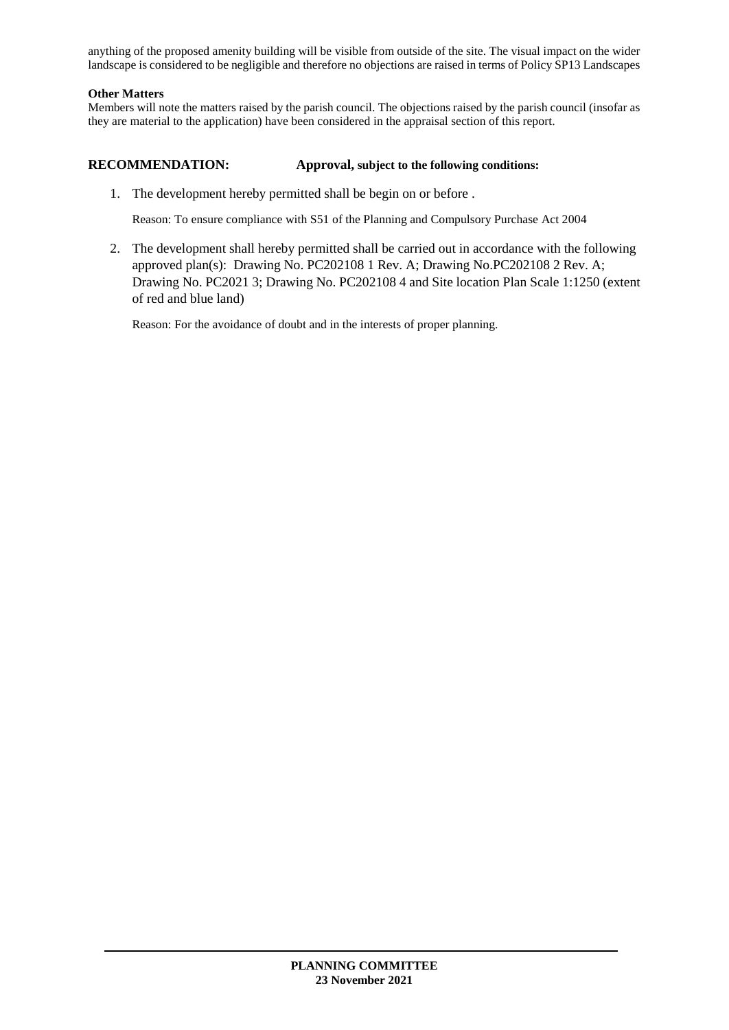anything of the proposed amenity building will be visible from outside of the site. The visual impact on the wider landscape is considered to be negligible and therefore no objections are raised in terms of Policy SP13 Landscapes

**Other Matters**

Members will note the matters raised by the parish council. The objections raised by the parish council (insofar as they are material to the application) have been considered in the appraisal section of this report.

**RECOMMENDATION: Approval, subject to the following conditions:**

1. The development hereby permitted shall be begin on or before .

   Reason: To ensure compliance with S51 of the Planning and Compulsory Purchase Act 2004

2. The development shall hereby permitted shall be carried out in accordance with the following approved plan(s): Drawing No. PC202108 1 Rev. A; Drawing No.PC202108 2 Rev. A; Drawing No. PC2021 3; Drawing No. PC202108 4 and Site location Plan Scale 1:1250 (extent of red and blue land)

   Reason: For the avoidance of doubt and in the interests of proper planning.